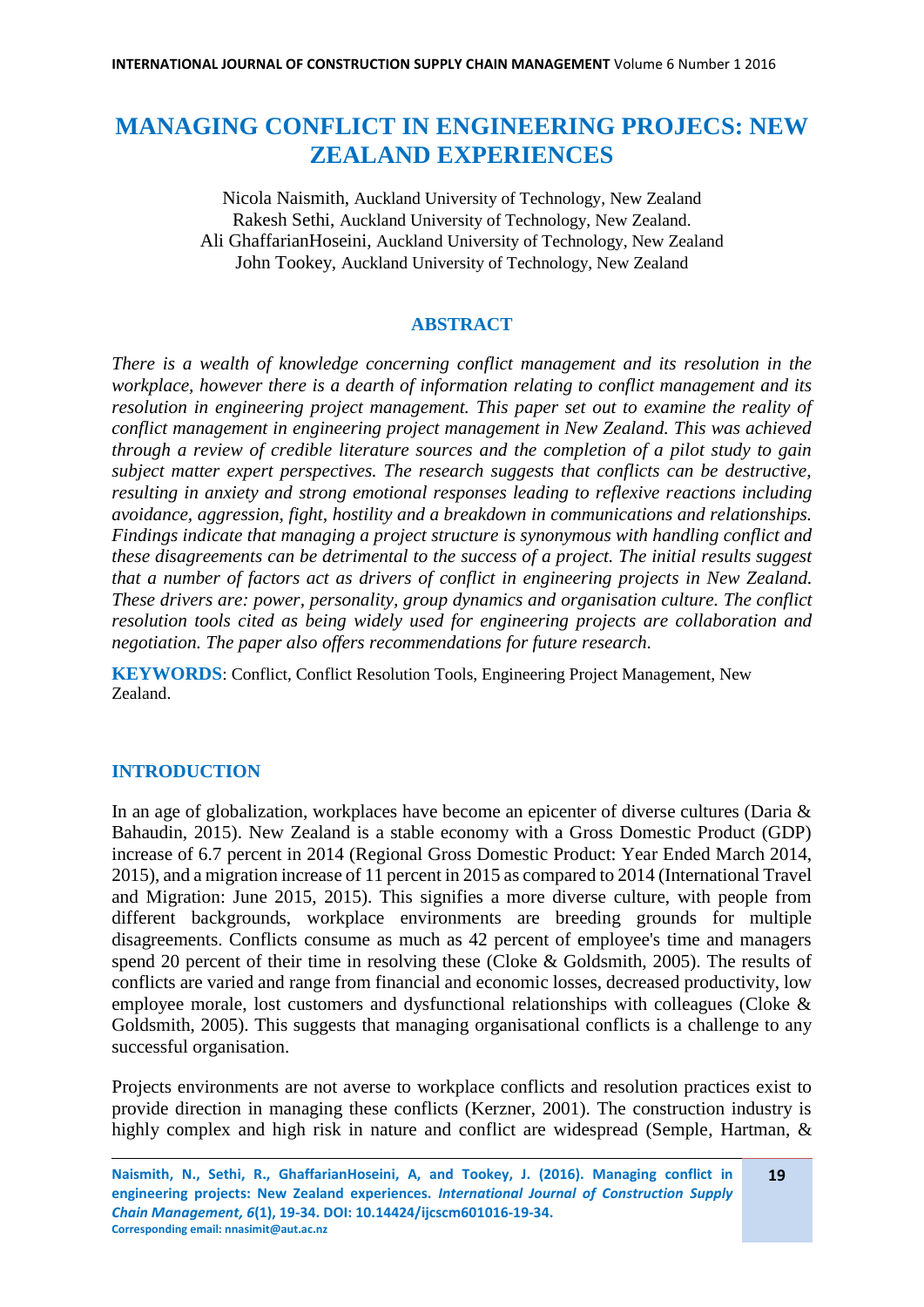# MANAGING CONFLICT IN ENGINEERING PROJECS: NEW ZEALAND EXPERIENCES

Nicola Naismith, Auckland University of Technology, New Zealand
Rakesh Sethi, Auckland University of Technology, New Zealand.
Ali GhaffarianHoseini, Auckland University of Technology, New Zealand
John Tookey, Auckland University of Technology, New Zealand

## ABSTRACT

*There is a wealth of knowledge concerning conflict management and its resolution in the workplace, however there is a dearth of information relating to conflict management and its resolution in engineering project management. This paper set out to examine the reality of conflict management in engineering project management in New Zealand. This was achieved through a review of credible literature sources and the completion of a pilot study to gain subject matter expert perspectives. The research suggests that conflicts can be destructive, resulting in anxiety and strong emotional responses leading to reflexive reactions including avoidance, aggression, fight, hostility and a breakdown in communications and relationships. Findings indicate that managing a project structure is synonymous with handling conflict and these disagreements can be detrimental to the success of a project. The initial results suggest that a number of factors act as drivers of conflict in engineering projects in New Zealand. These drivers are: power, personality, group dynamics and organisation culture. The conflict resolution tools cited as being widely used for engineering projects are collaboration and negotiation. The paper also offers recommendations for future research.*

**KEYWORDS**: Conflict, Conflict Resolution Tools, Engineering Project Management, New Zealand.

## INTRODUCTION

In an age of globalization, workplaces have become an epicenter of diverse cultures (Daria & Bahaudin, 2015). New Zealand is a stable economy with a Gross Domestic Product (GDP) increase of 6.7 percent in 2014 (Regional Gross Domestic Product: Year Ended March 2014, 2015), and a migration increase of 11 percent in 2015 as compared to 2014 (International Travel and Migration: June 2015, 2015). This signifies a more diverse culture, with people from different backgrounds, workplace environments are breeding grounds for multiple disagreements. Conflicts consume as much as 42 percent of employee's time and managers spend 20 percent of their time in resolving these (Cloke & Goldsmith, 2005). The results of conflicts are varied and range from financial and economic losses, decreased productivity, low employee morale, lost customers and dysfunctional relationships with colleagues (Cloke & Goldsmith, 2005). This suggests that managing organisational conflicts is a challenge to any successful organisation.

Projects environments are not averse to workplace conflicts and resolution practices exist to provide direction in managing these conflicts (Kerzner, 2001). The construction industry is highly complex and high risk in nature and conflict are widespread (Semple, Hartman, &

Naismith, N., Sethi, R., GhaffarianHoseini, A, and Tookey, J. (2016). Managing conflict in engineering projects: New Zealand experiences. *International Journal of Construction Supply Chain Management, 6*(1), 19-34. DOI: 10.14424/ijcscm601016-19-34.
Corresponding email: nnasimit@aut.ac.nz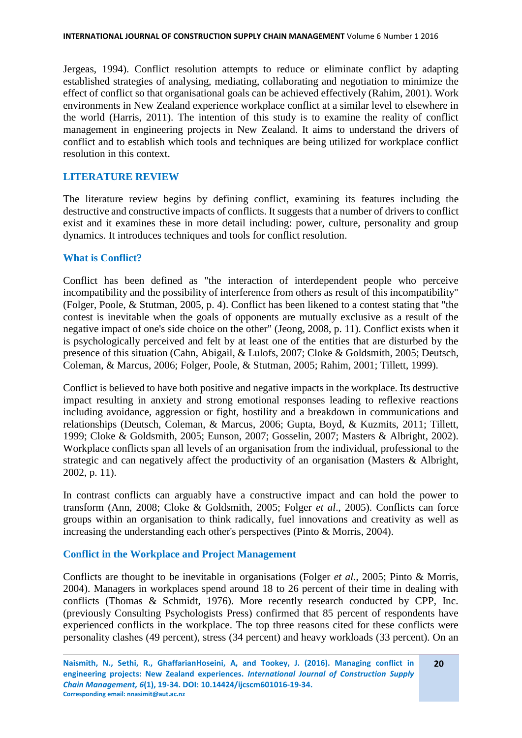Jergeas, 1994). Conflict resolution attempts to reduce or eliminate conflict by adapting established strategies of analysing, mediating, collaborating and negotiation to minimize the effect of conflict so that organisational goals can be achieved effectively (Rahim, 2001). Work environments in New Zealand experience workplace conflict at a similar level to elsewhere in the world (Harris, 2011). The intention of this study is to examine the reality of conflict management in engineering projects in New Zealand. It aims to understand the drivers of conflict and to establish which tools and techniques are being utilized for workplace conflict resolution in this context.

## LITERATURE REVIEW

The literature review begins by defining conflict, examining its features including the destructive and constructive impacts of conflicts. It suggests that a number of drivers to conflict exist and it examines these in more detail including: power, culture, personality and group dynamics. It introduces techniques and tools for conflict resolution.

### What is Conflict?

Conflict has been defined as "the interaction of interdependent people who perceive incompatibility and the possibility of interference from others as result of this incompatibility" (Folger, Poole, & Stutman, 2005, p. 4). Conflict has been likened to a contest stating that "the contest is inevitable when the goals of opponents are mutually exclusive as a result of the negative impact of one's side choice on the other" (Jeong, 2008, p. 11). Conflict exists when it is psychologically perceived and felt by at least one of the entities that are disturbed by the presence of this situation (Cahn, Abigail, & Lulofs, 2007; Cloke & Goldsmith, 2005; Deutsch, Coleman, & Marcus, 2006; Folger, Poole, & Stutman, 2005; Rahim, 2001; Tillett, 1999).

Conflict is believed to have both positive and negative impacts in the workplace. Its destructive impact resulting in anxiety and strong emotional responses leading to reflexive reactions including avoidance, aggression or fight, hostility and a breakdown in communications and relationships (Deutsch, Coleman, & Marcus, 2006; Gupta, Boyd, & Kuzmits, 2011; Tillett, 1999; Cloke & Goldsmith, 2005; Eunson, 2007; Gosselin, 2007; Masters & Albright, 2002). Workplace conflicts span all levels of an organisation from the individual, professional to the strategic and can negatively affect the productivity of an organisation (Masters & Albright, 2002, p. 11).

In contrast conflicts can arguably have a constructive impact and can hold the power to transform (Ann, 2008; Cloke & Goldsmith, 2005; Folger *et al*., 2005). Conflicts can force groups within an organisation to think radically, fuel innovations and creativity as well as increasing the understanding each other's perspectives (Pinto & Morris, 2004).

### Conflict in the Workplace and Project Management

Conflicts are thought to be inevitable in organisations (Folger *et al.*, 2005; Pinto & Morris, 2004). Managers in workplaces spend around 18 to 26 percent of their time in dealing with conflicts (Thomas & Schmidt, 1976). More recently research conducted by CPP, Inc. (previously Consulting Psychologists Press) confirmed that 85 percent of respondents have experienced conflicts in the workplace. The top three reasons cited for these conflicts were personality clashes (49 percent), stress (34 percent) and heavy workloads (33 percent). On an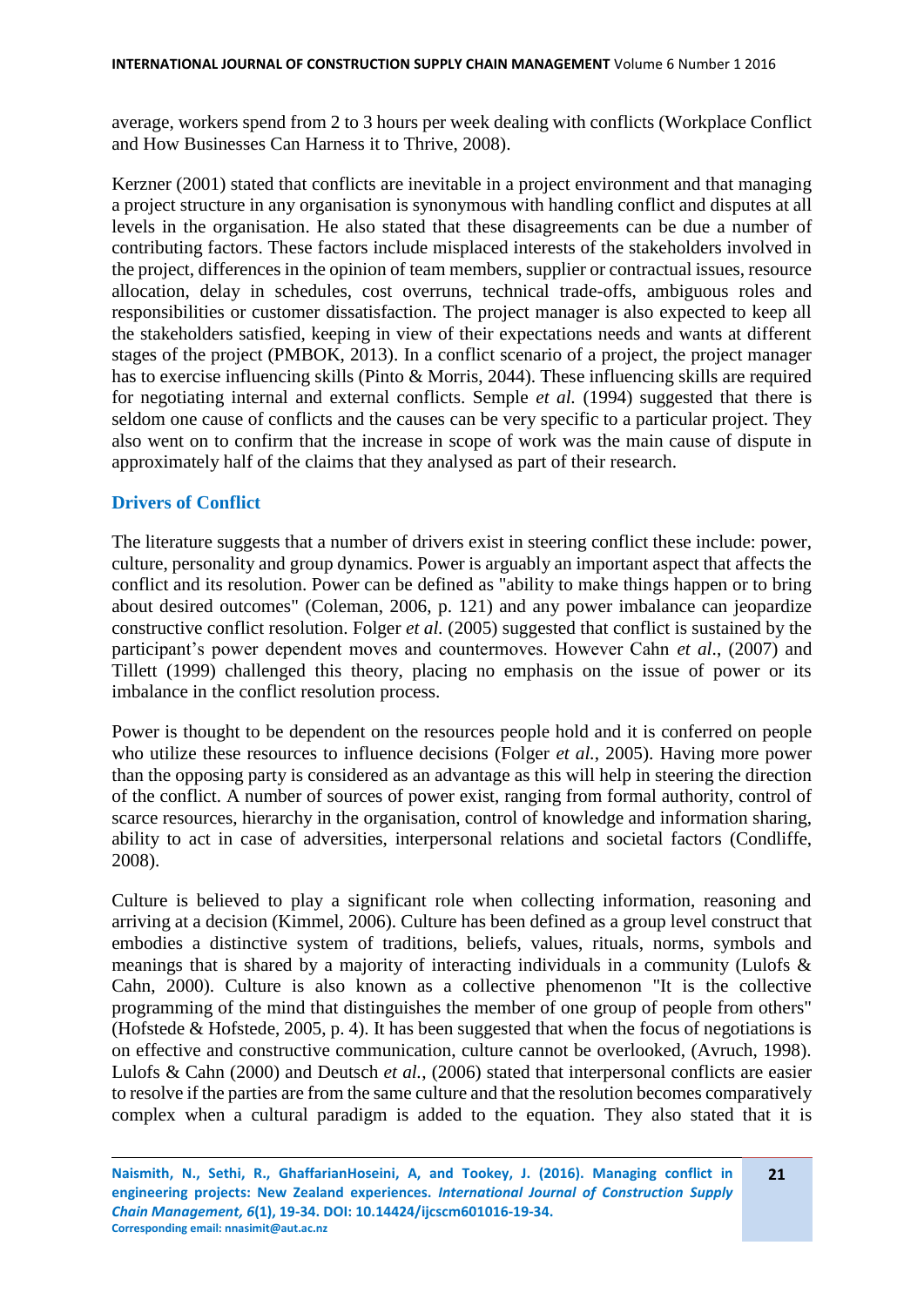average, workers spend from 2 to 3 hours per week dealing with conflicts (Workplace Conflict and How Businesses Can Harness it to Thrive, 2008).

Kerzner (2001) stated that conflicts are inevitable in a project environment and that managing a project structure in any organisation is synonymous with handling conflict and disputes at all levels in the organisation. He also stated that these disagreements can be due a number of contributing factors. These factors include misplaced interests of the stakeholders involved in the project, differences in the opinion of team members, supplier or contractual issues, resource allocation, delay in schedules, cost overruns, technical trade-offs, ambiguous roles and responsibilities or customer dissatisfaction. The project manager is also expected to keep all the stakeholders satisfied, keeping in view of their expectations needs and wants at different stages of the project (PMBOK, 2013). In a conflict scenario of a project, the project manager has to exercise influencing skills (Pinto & Morris, 2044). These influencing skills are required for negotiating internal and external conflicts. Semple *et al.* (1994) suggested that there is seldom one cause of conflicts and the causes can be very specific to a particular project. They also went on to confirm that the increase in scope of work was the main cause of dispute in approximately half of the claims that they analysed as part of their research.

## Drivers of Conflict

The literature suggests that a number of drivers exist in steering conflict these include: power, culture, personality and group dynamics. Power is arguably an important aspect that affects the conflict and its resolution. Power can be defined as "ability to make things happen or to bring about desired outcomes" (Coleman, 2006, p. 121) and any power imbalance can jeopardize constructive conflict resolution. Folger *et al.* (2005) suggested that conflict is sustained by the participant's power dependent moves and countermoves. However Cahn *et al*., (2007) and Tillett (1999) challenged this theory, placing no emphasis on the issue of power or its imbalance in the conflict resolution process.

Power is thought to be dependent on the resources people hold and it is conferred on people who utilize these resources to influence decisions (Folger *et al.*, 2005). Having more power than the opposing party is considered as an advantage as this will help in steering the direction of the conflict. A number of sources of power exist, ranging from formal authority, control of scarce resources, hierarchy in the organisation, control of knowledge and information sharing, ability to act in case of adversities, interpersonal relations and societal factors (Condliffe, 2008).

Culture is believed to play a significant role when collecting information, reasoning and arriving at a decision (Kimmel, 2006). Culture has been defined as a group level construct that embodies a distinctive system of traditions, beliefs, values, rituals, norms, symbols and meanings that is shared by a majority of interacting individuals in a community (Lulofs & Cahn, 2000). Culture is also known as a collective phenomenon "It is the collective programming of the mind that distinguishes the member of one group of people from others" (Hofstede & Hofstede, 2005, p. 4). It has been suggested that when the focus of negotiations is on effective and constructive communication, culture cannot be overlooked, (Avruch, 1998). Lulofs & Cahn (2000) and Deutsch *et al.*, (2006) stated that interpersonal conflicts are easier to resolve if the parties are from the same culture and that the resolution becomes comparatively complex when a cultural paradigm is added to the equation. They also stated that it is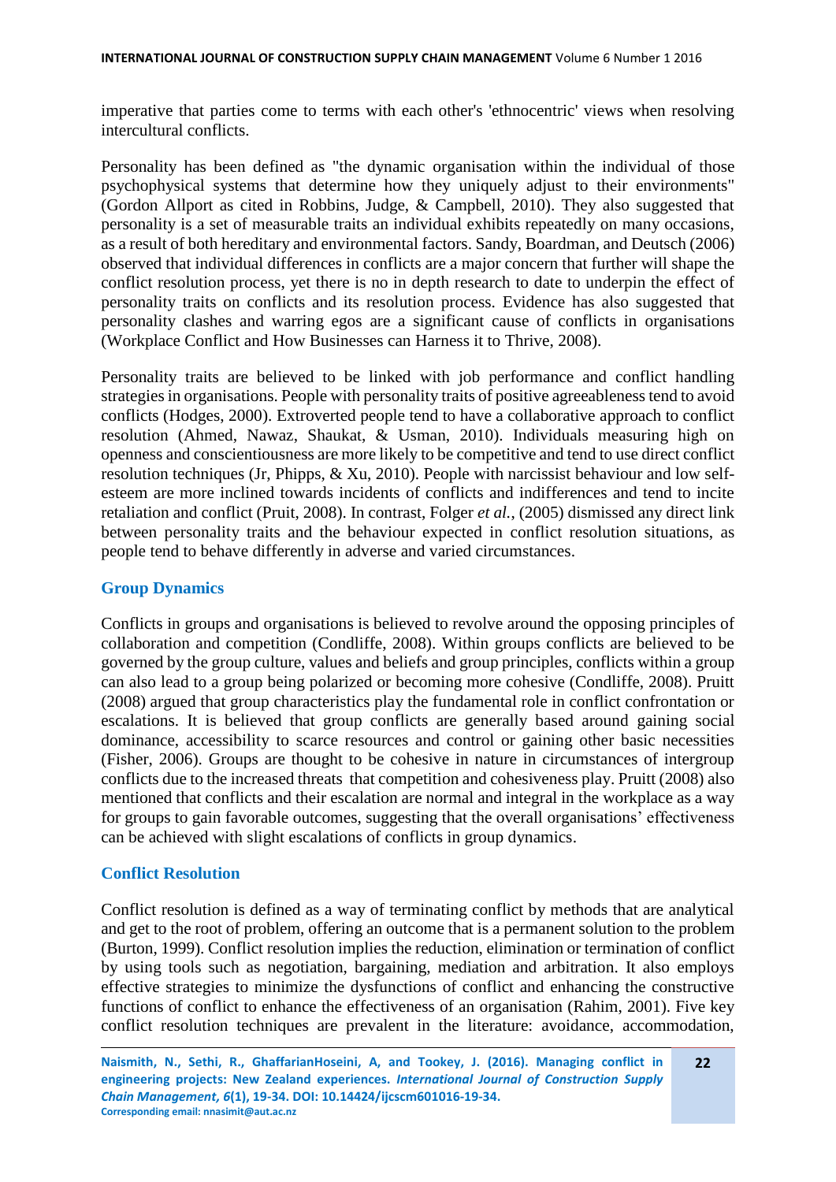imperative that parties come to terms with each other's 'ethnocentric' views when resolving intercultural conflicts.

Personality has been defined as "the dynamic organisation within the individual of those psychophysical systems that determine how they uniquely adjust to their environments" (Gordon Allport as cited in Robbins, Judge, & Campbell, 2010). They also suggested that personality is a set of measurable traits an individual exhibits repeatedly on many occasions, as a result of both hereditary and environmental factors. Sandy, Boardman, and Deutsch (2006) observed that individual differences in conflicts are a major concern that further will shape the conflict resolution process, yet there is no in depth research to date to underpin the effect of personality traits on conflicts and its resolution process. Evidence has also suggested that personality clashes and warring egos are a significant cause of conflicts in organisations (Workplace Conflict and How Businesses can Harness it to Thrive, 2008).

Personality traits are believed to be linked with job performance and conflict handling strategies in organisations. People with personality traits of positive agreeableness tend to avoid conflicts (Hodges, 2000). Extroverted people tend to have a collaborative approach to conflict resolution (Ahmed, Nawaz, Shaukat, & Usman, 2010). Individuals measuring high on openness and conscientiousness are more likely to be competitive and tend to use direct conflict resolution techniques (Jr, Phipps, & Xu, 2010). People with narcissist behaviour and low self-esteem are more inclined towards incidents of conflicts and indifferences and tend to incite retaliation and conflict (Pruit, 2008). In contrast, Folger *et al.*, (2005) dismissed any direct link between personality traits and the behaviour expected in conflict resolution situations, as people tend to behave differently in adverse and varied circumstances.

## Group Dynamics

Conflicts in groups and organisations is believed to revolve around the opposing principles of collaboration and competition (Condliffe, 2008). Within groups conflicts are believed to be governed by the group culture, values and beliefs and group principles, conflicts within a group can also lead to a group being polarized or becoming more cohesive (Condliffe, 2008). Pruitt (2008) argued that group characteristics play the fundamental role in conflict confrontation or escalations. It is believed that group conflicts are generally based around gaining social dominance, accessibility to scarce resources and control or gaining other basic necessities (Fisher, 2006). Groups are thought to be cohesive in nature in circumstances of intergroup conflicts due to the increased threats that competition and cohesiveness play. Pruitt (2008) also mentioned that conflicts and their escalation are normal and integral in the workplace as a way for groups to gain favorable outcomes, suggesting that the overall organisations' effectiveness can be achieved with slight escalations of conflicts in group dynamics.

## Conflict Resolution

Conflict resolution is defined as a way of terminating conflict by methods that are analytical and get to the root of problem, offering an outcome that is a permanent solution to the problem (Burton, 1999). Conflict resolution implies the reduction, elimination or termination of conflict by using tools such as negotiation, bargaining, mediation and arbitration. It also employs effective strategies to minimize the dysfunctions of conflict and enhancing the constructive functions of conflict to enhance the effectiveness of an organisation (Rahim, 2001). Five key conflict resolution techniques are prevalent in the literature: avoidance, accommodation,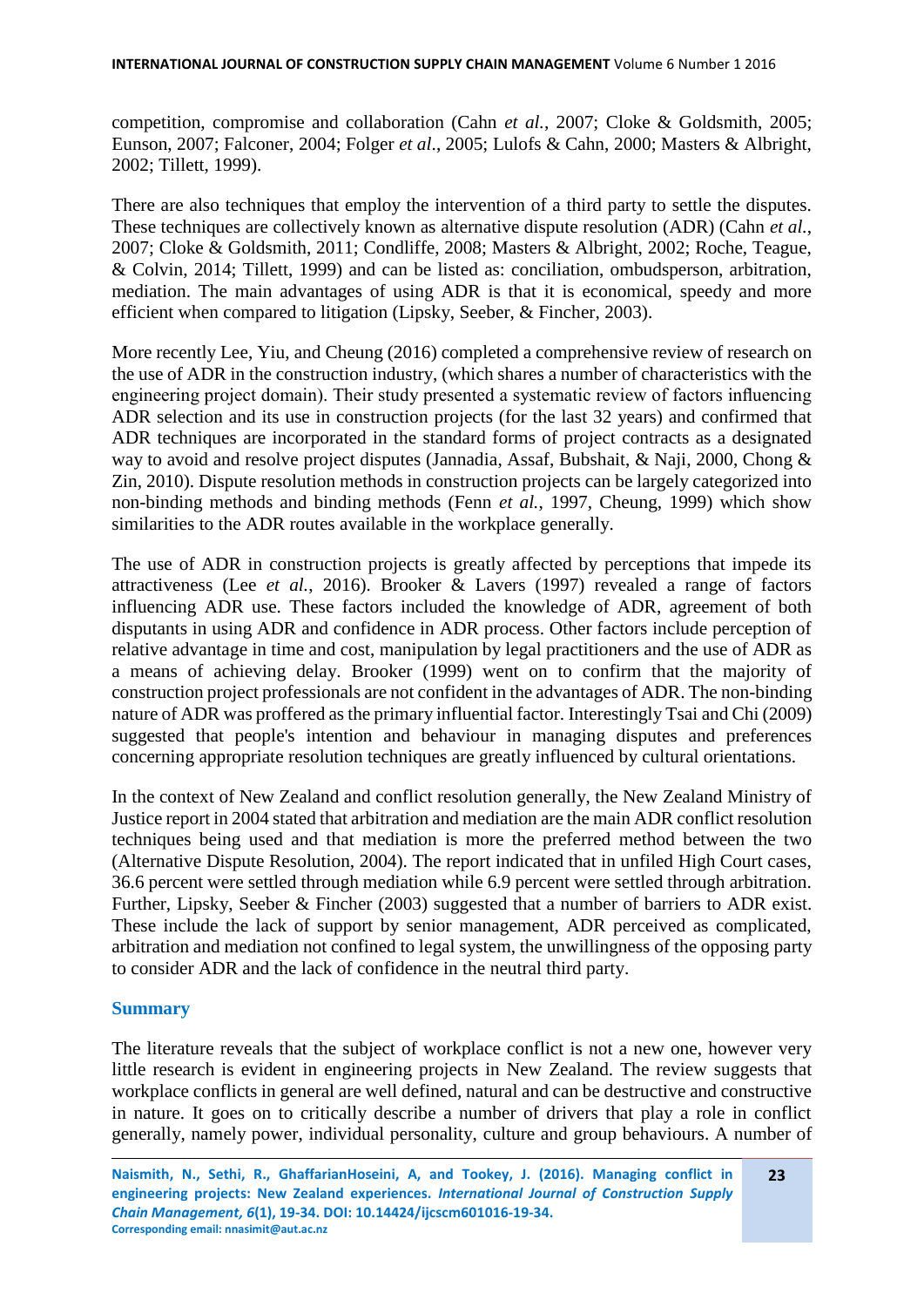competition, compromise and collaboration (Cahn *et al.*, 2007; Cloke & Goldsmith, 2005; Eunson, 2007; Falconer, 2004; Folger *et al*., 2005; Lulofs & Cahn, 2000; Masters & Albright, 2002; Tillett, 1999).

There are also techniques that employ the intervention of a third party to settle the disputes. These techniques are collectively known as alternative dispute resolution (ADR) (Cahn *et al.*, 2007; Cloke & Goldsmith, 2011; Condliffe, 2008; Masters & Albright, 2002; Roche, Teague, & Colvin, 2014; Tillett, 1999) and can be listed as: conciliation, ombudsperson, arbitration, mediation. The main advantages of using ADR is that it is economical, speedy and more efficient when compared to litigation (Lipsky, Seeber, & Fincher, 2003).

More recently Lee, Yiu, and Cheung (2016) completed a comprehensive review of research on the use of ADR in the construction industry, (which shares a number of characteristics with the engineering project domain). Their study presented a systematic review of factors influencing ADR selection and its use in construction projects (for the last 32 years) and confirmed that ADR techniques are incorporated in the standard forms of project contracts as a designated way to avoid and resolve project disputes (Jannadia, Assaf, Bubshait, & Naji, 2000, Chong & Zin, 2010). Dispute resolution methods in construction projects can be largely categorized into non-binding methods and binding methods (Fenn *et al.*, 1997, Cheung, 1999) which show similarities to the ADR routes available in the workplace generally.

The use of ADR in construction projects is greatly affected by perceptions that impede its attractiveness (Lee *et al.*, 2016). Brooker & Lavers (1997) revealed a range of factors influencing ADR use. These factors included the knowledge of ADR, agreement of both disputants in using ADR and confidence in ADR process. Other factors include perception of relative advantage in time and cost, manipulation by legal practitioners and the use of ADR as a means of achieving delay. Brooker (1999) went on to confirm that the majority of construction project professionals are not confident in the advantages of ADR. The non-binding nature of ADR was proffered as the primary influential factor. Interestingly Tsai and Chi (2009) suggested that people's intention and behaviour in managing disputes and preferences concerning appropriate resolution techniques are greatly influenced by cultural orientations.

In the context of New Zealand and conflict resolution generally, the New Zealand Ministry of Justice report in 2004 stated that arbitration and mediation are the main ADR conflict resolution techniques being used and that mediation is more the preferred method between the two (Alternative Dispute Resolution, 2004). The report indicated that in unfiled High Court cases, 36.6 percent were settled through mediation while 6.9 percent were settled through arbitration. Further, Lipsky, Seeber & Fincher (2003) suggested that a number of barriers to ADR exist. These include the lack of support by senior management, ADR perceived as complicated, arbitration and mediation not confined to legal system, the unwillingness of the opposing party to consider ADR and the lack of confidence in the neutral third party.

## Summary

The literature reveals that the subject of workplace conflict is not a new one, however very little research is evident in engineering projects in New Zealand. The review suggests that workplace conflicts in general are well defined, natural and can be destructive and constructive in nature. It goes on to critically describe a number of drivers that play a role in conflict generally, namely power, individual personality, culture and group behaviours. A number of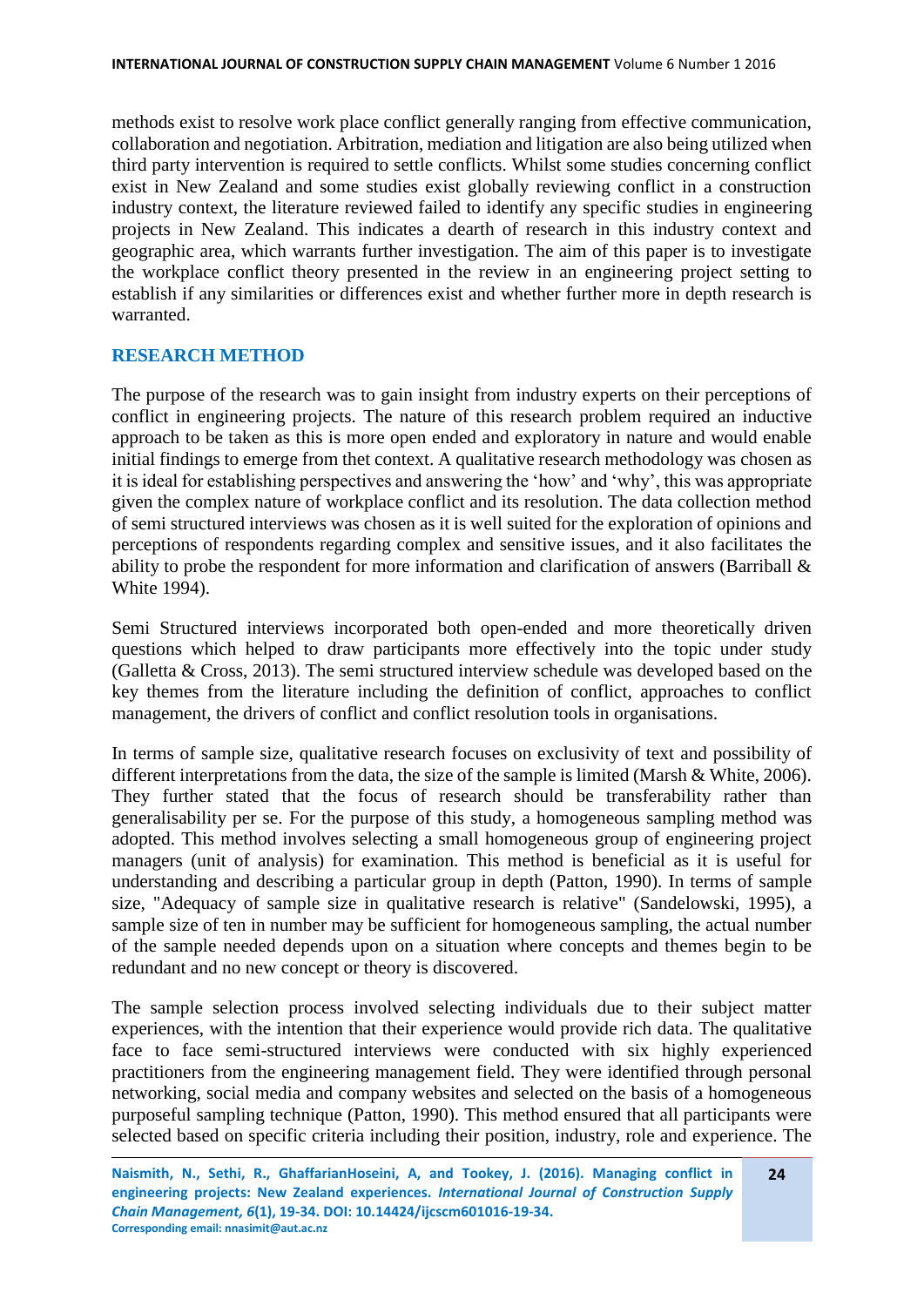methods exist to resolve work place conflict generally ranging from effective communication, collaboration and negotiation. Arbitration, mediation and litigation are also being utilized when third party intervention is required to settle conflicts. Whilst some studies concerning conflict exist in New Zealand and some studies exist globally reviewing conflict in a construction industry context, the literature reviewed failed to identify any specific studies in engineering projects in New Zealand. This indicates a dearth of research in this industry context and geographic area, which warrants further investigation. The aim of this paper is to investigate the workplace conflict theory presented in the review in an engineering project setting to establish if any similarities or differences exist and whether further more in depth research is warranted.

## RESEARCH METHOD

The purpose of the research was to gain insight from industry experts on their perceptions of conflict in engineering projects. The nature of this research problem required an inductive approach to be taken as this is more open ended and exploratory in nature and would enable initial findings to emerge from thet context. A qualitative research methodology was chosen as it is ideal for establishing perspectives and answering the 'how' and 'why', this was appropriate given the complex nature of workplace conflict and its resolution. The data collection method of semi structured interviews was chosen as it is well suited for the exploration of opinions and perceptions of respondents regarding complex and sensitive issues, and it also facilitates the ability to probe the respondent for more information and clarification of answers (Barriball & White 1994).

Semi Structured interviews incorporated both open-ended and more theoretically driven questions which helped to draw participants more effectively into the topic under study (Galletta & Cross, 2013). The semi structured interview schedule was developed based on the key themes from the literature including the definition of conflict, approaches to conflict management, the drivers of conflict and conflict resolution tools in organisations.

In terms of sample size, qualitative research focuses on exclusivity of text and possibility of different interpretations from the data, the size of the sample is limited (Marsh & White, 2006). They further stated that the focus of research should be transferability rather than generalisability per se. For the purpose of this study, a homogeneous sampling method was adopted. This method involves selecting a small homogeneous group of engineering project managers (unit of analysis) for examination. This method is beneficial as it is useful for understanding and describing a particular group in depth (Patton, 1990). In terms of sample size, "Adequacy of sample size in qualitative research is relative" (Sandelowski, 1995), a sample size of ten in number may be sufficient for homogeneous sampling, the actual number of the sample needed depends upon on a situation where concepts and themes begin to be redundant and no new concept or theory is discovered.

The sample selection process involved selecting individuals due to their subject matter experiences, with the intention that their experience would provide rich data. The qualitative face to face semi-structured interviews were conducted with six highly experienced practitioners from the engineering management field. They were identified through personal networking, social media and company websites and selected on the basis of a homogeneous purposeful sampling technique (Patton, 1990). This method ensured that all participants were selected based on specific criteria including their position, industry, role and experience. The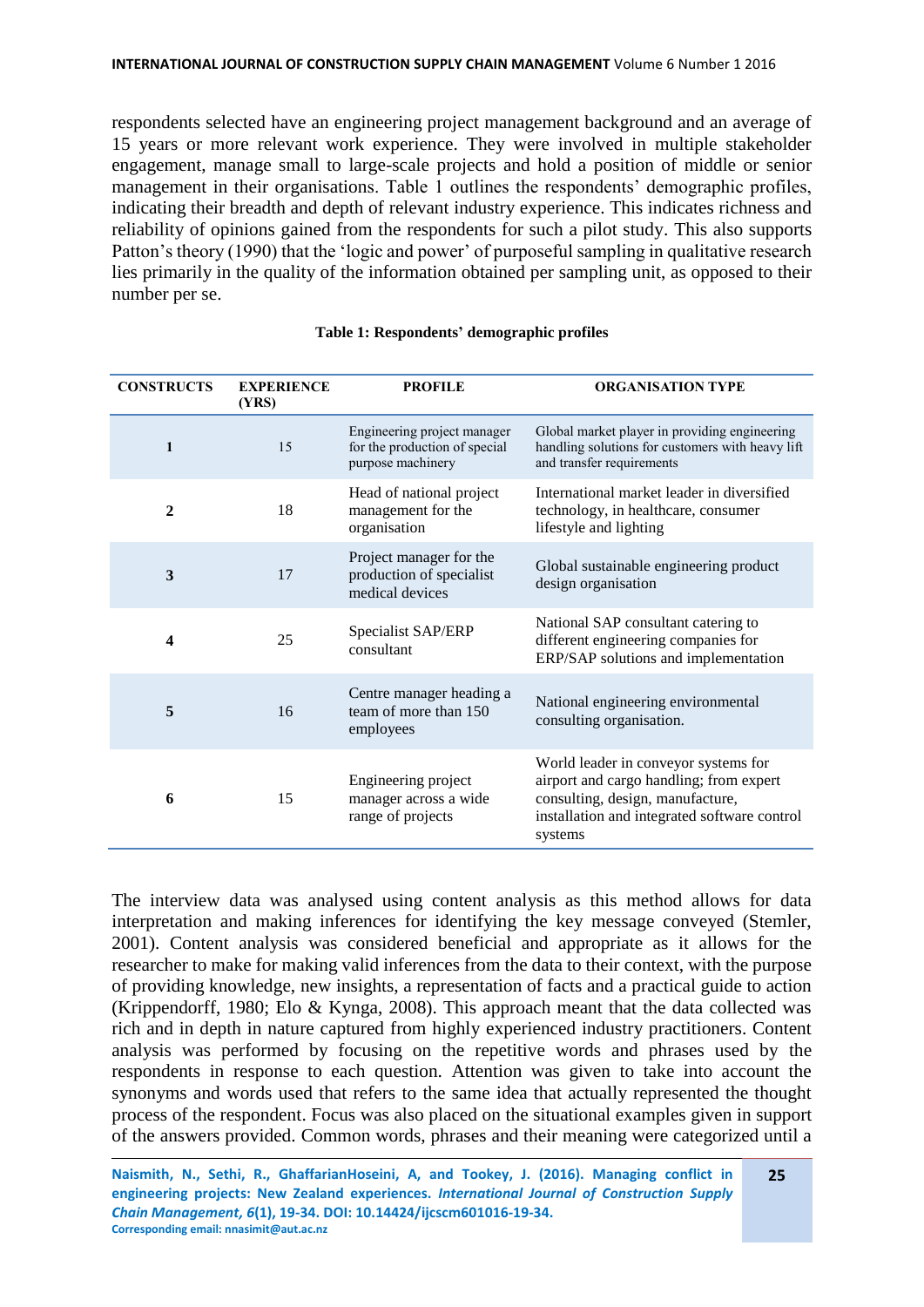respondents selected have an engineering project management background and an average of 15 years or more relevant work experience. They were involved in multiple stakeholder engagement, manage small to large-scale projects and hold a position of middle or senior management in their organisations. Table 1 outlines the respondents' demographic profiles, indicating their breadth and depth of relevant industry experience. This indicates richness and reliability of opinions gained from the respondents for such a pilot study. This also supports Patton's theory (1990) that the 'logic and power' of purposeful sampling in qualitative research lies primarily in the quality of the information obtained per sampling unit, as opposed to their number per se.

**Table 1: Respondents' demographic profiles**

| CONSTRUCTS | EXPERIENCE (YRS) | PROFILE | ORGANISATION TYPE |
|---|---|---|---|
| **1** | 15 | Engineering project manager for the production of special purpose machinery | Global market player in providing engineering handling solutions for customers with heavy lift and transfer requirements |
| **2** | 18 | Head of national project management for the organisation | International market leader in diversified technology, in healthcare, consumer lifestyle and lighting |
| **3** | 17 | Project manager for the production of specialist medical devices | Global sustainable engineering product design organisation |
| **4** | 25 | Specialist SAP/ERP consultant | National SAP consultant catering to different engineering companies for ERP/SAP solutions and implementation |
| **5** | 16 | Centre manager heading a team of more than 150 employees | National engineering environmental consulting organisation. |
| **6** | 15 | Engineering project manager across a wide range of projects | World leader in conveyor systems for airport and cargo handling; from expert consulting, design, manufacture, installation and integrated software control systems |

The interview data was analysed using content analysis as this method allows for data interpretation and making inferences for identifying the key message conveyed (Stemler, 2001). Content analysis was considered beneficial and appropriate as it allows for the researcher to make for making valid inferences from the data to their context, with the purpose of providing knowledge, new insights, a representation of facts and a practical guide to action (Krippendorff, 1980; Elo & Kynga, 2008). This approach meant that the data collected was rich and in depth in nature captured from highly experienced industry practitioners. Content analysis was performed by focusing on the repetitive words and phrases used by the respondents in response to each question. Attention was given to take into account the synonyms and words used that refers to the same idea that actually represented the thought process of the respondent. Focus was also placed on the situational examples given in support of the answers provided. Common words, phrases and their meaning were categorized until a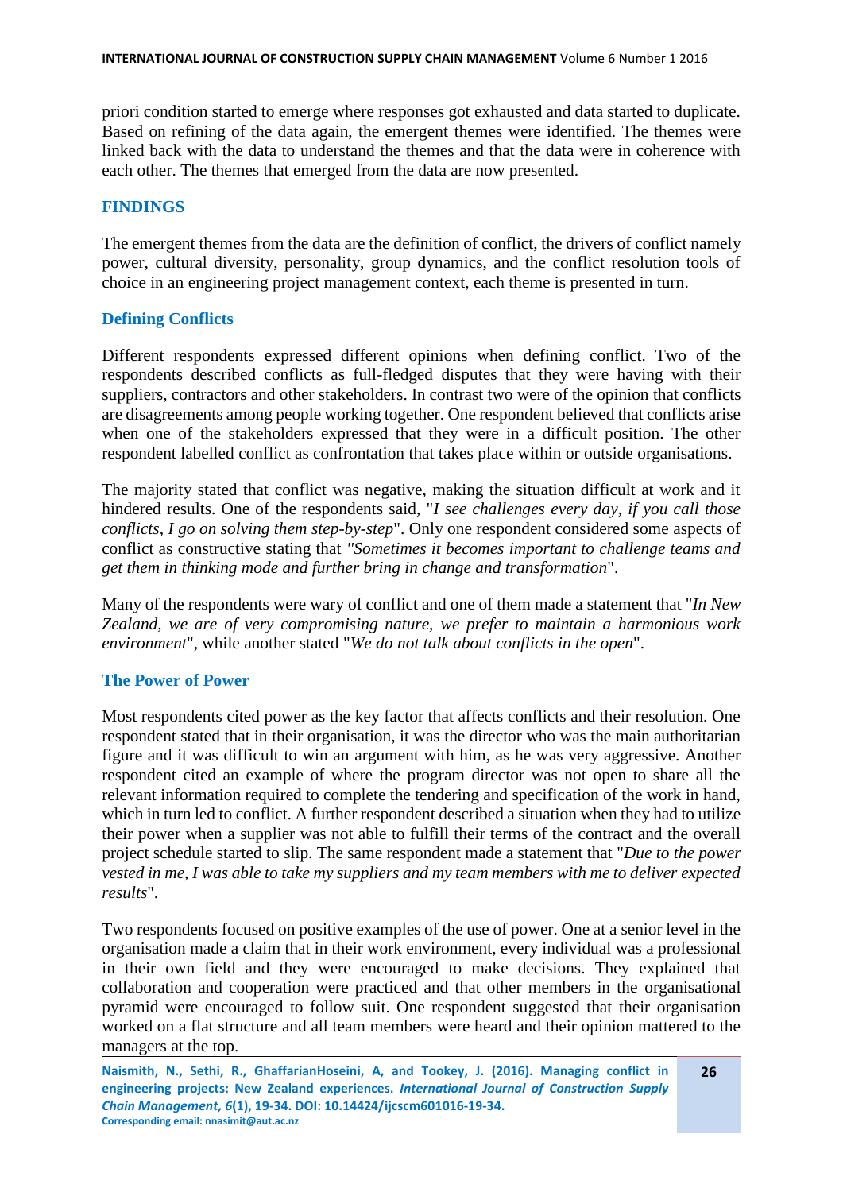priori condition started to emerge where responses got exhausted and data started to duplicate. Based on refining of the data again, the emergent themes were identified. The themes were linked back with the data to understand the themes and that the data were in coherence with each other. The themes that emerged from the data are now presented.

## FINDINGS

The emergent themes from the data are the definition of conflict, the drivers of conflict namely power, cultural diversity, personality, group dynamics, and the conflict resolution tools of choice in an engineering project management context, each theme is presented in turn.

### Defining Conflicts

Different respondents expressed different opinions when defining conflict. Two of the respondents described conflicts as full-fledged disputes that they were having with their suppliers, contractors and other stakeholders. In contrast two were of the opinion that conflicts are disagreements among people working together. One respondent believed that conflicts arise when one of the stakeholders expressed that they were in a difficult position. The other respondent labelled conflict as confrontation that takes place within or outside organisations.

The majority stated that conflict was negative, making the situation difficult at work and it hindered results. One of the respondents said, "*I see challenges every day, if you call those conflicts, I go on solving them step-by-step*". Only one respondent considered some aspects of conflict as constructive stating that *"Sometimes it becomes important to challenge teams and get them in thinking mode and further bring in change and transformation*".

Many of the respondents were wary of conflict and one of them made a statement that "*In New Zealand, we are of very compromising nature, we prefer to maintain a harmonious work environment*", while another stated "*We do not talk about conflicts in the open*".

### The Power of Power

Most respondents cited power as the key factor that affects conflicts and their resolution. One respondent stated that in their organisation, it was the director who was the main authoritarian figure and it was difficult to win an argument with him, as he was very aggressive. Another respondent cited an example of where the program director was not open to share all the relevant information required to complete the tendering and specification of the work in hand, which in turn led to conflict. A further respondent described a situation when they had to utilize their power when a supplier was not able to fulfill their terms of the contract and the overall project schedule started to slip. The same respondent made a statement that "*Due to the power vested in me, I was able to take my suppliers and my team members with me to deliver expected results*".

Two respondents focused on positive examples of the use of power. One at a senior level in the organisation made a claim that in their work environment, every individual was a professional in their own field and they were encouraged to make decisions. They explained that collaboration and cooperation were practiced and that other members in the organisational pyramid were encouraged to follow suit. One respondent suggested that their organisation worked on a flat structure and all team members were heard and their opinion mattered to the managers at the top.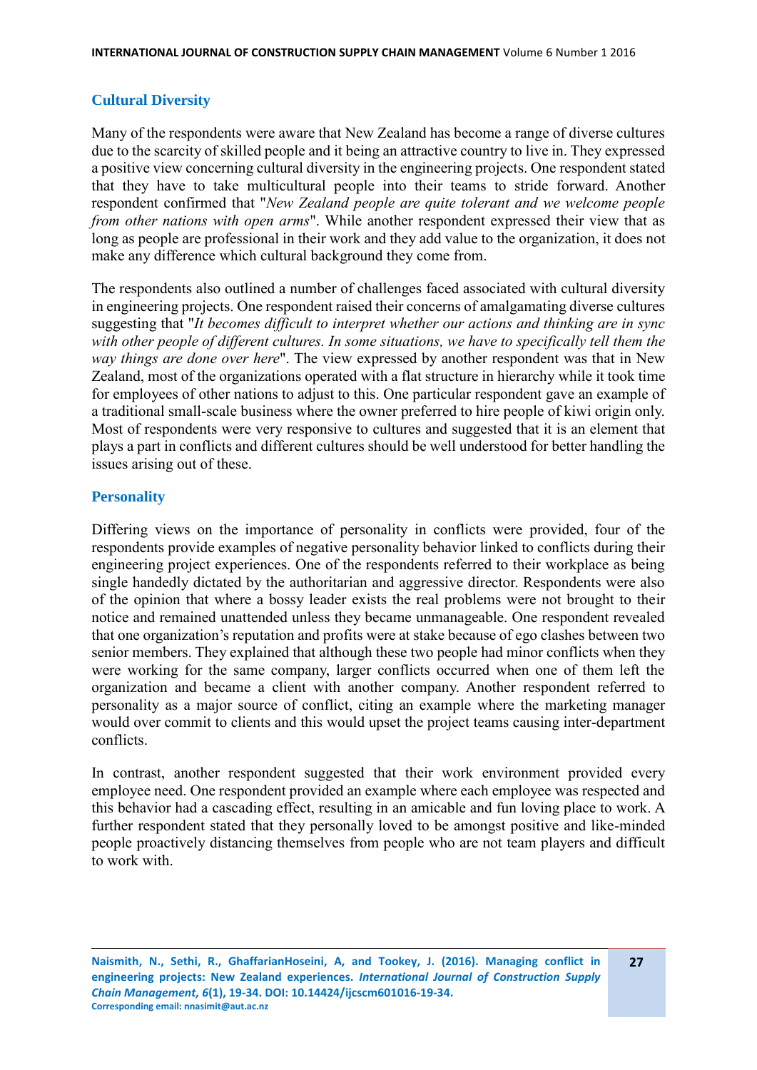## Cultural Diversity

Many of the respondents were aware that New Zealand has become a range of diverse cultures due to the scarcity of skilled people and it being an attractive country to live in. They expressed a positive view concerning cultural diversity in the engineering projects. One respondent stated that they have to take multicultural people into their teams to stride forward. Another respondent confirmed that "*New Zealand people are quite tolerant and we welcome people from other nations with open arms*". While another respondent expressed their view that as long as people are professional in their work and they add value to the organization, it does not make any difference which cultural background they come from.

The respondents also outlined a number of challenges faced associated with cultural diversity in engineering projects. One respondent raised their concerns of amalgamating diverse cultures suggesting that "*It becomes difficult to interpret whether our actions and thinking are in sync with other people of different cultures. In some situations, we have to specifically tell them the way things are done over here*". The view expressed by another respondent was that in New Zealand, most of the organizations operated with a flat structure in hierarchy while it took time for employees of other nations to adjust to this. One particular respondent gave an example of a traditional small-scale business where the owner preferred to hire people of kiwi origin only. Most of respondents were very responsive to cultures and suggested that it is an element that plays a part in conflicts and different cultures should be well understood for better handling the issues arising out of these.

## Personality

Differing views on the importance of personality in conflicts were provided, four of the respondents provide examples of negative personality behavior linked to conflicts during their engineering project experiences. One of the respondents referred to their workplace as being single handedly dictated by the authoritarian and aggressive director. Respondents were also of the opinion that where a bossy leader exists the real problems were not brought to their notice and remained unattended unless they became unmanageable. One respondent revealed that one organization's reputation and profits were at stake because of ego clashes between two senior members. They explained that although these two people had minor conflicts when they were working for the same company, larger conflicts occurred when one of them left the organization and became a client with another company. Another respondent referred to personality as a major source of conflict, citing an example where the marketing manager would over commit to clients and this would upset the project teams causing inter-department conflicts.

In contrast, another respondent suggested that their work environment provided every employee need. One respondent provided an example where each employee was respected and this behavior had a cascading effect, resulting in an amicable and fun loving place to work. A further respondent stated that they personally loved to be amongst positive and like-minded people proactively distancing themselves from people who are not team players and difficult to work with.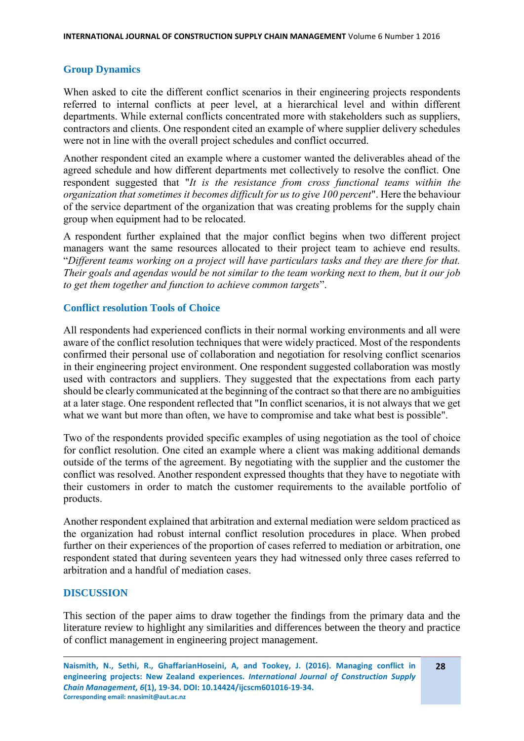## Group Dynamics

When asked to cite the different conflict scenarios in their engineering projects respondents referred to internal conflicts at peer level, at a hierarchical level and within different departments. While external conflicts concentrated more with stakeholders such as suppliers, contractors and clients. One respondent cited an example of where supplier delivery schedules were not in line with the overall project schedules and conflict occurred.

Another respondent cited an example where a customer wanted the deliverables ahead of the agreed schedule and how different departments met collectively to resolve the conflict. One respondent suggested that "*It is the resistance from cross functional teams within the organization that sometimes it becomes difficult for us to give 100 percent*". Here the behaviour of the service department of the organization that was creating problems for the supply chain group when equipment had to be relocated.

A respondent further explained that the major conflict begins when two different project managers want the same resources allocated to their project team to achieve end results. "*Different teams working on a project will have particulars tasks and they are there for that. Their goals and agendas would be not similar to the team working next to them, but it our job to get them together and function to achieve common targets*".

## Conflict resolution Tools of Choice

All respondents had experienced conflicts in their normal working environments and all were aware of the conflict resolution techniques that were widely practiced. Most of the respondents confirmed their personal use of collaboration and negotiation for resolving conflict scenarios in their engineering project environment. One respondent suggested collaboration was mostly used with contractors and suppliers. They suggested that the expectations from each party should be clearly communicated at the beginning of the contract so that there are no ambiguities at a later stage. One respondent reflected that "In conflict scenarios, it is not always that we get what we want but more than often, we have to compromise and take what best is possible".

Two of the respondents provided specific examples of using negotiation as the tool of choice for conflict resolution. One cited an example where a client was making additional demands outside of the terms of the agreement. By negotiating with the supplier and the customer the conflict was resolved. Another respondent expressed thoughts that they have to negotiate with their customers in order to match the customer requirements to the available portfolio of products.

Another respondent explained that arbitration and external mediation were seldom practiced as the organization had robust internal conflict resolution procedures in place. When probed further on their experiences of the proportion of cases referred to mediation or arbitration, one respondent stated that during seventeen years they had witnessed only three cases referred to arbitration and a handful of mediation cases.

# DISCUSSION

This section of the paper aims to draw together the findings from the primary data and the literature review to highlight any similarities and differences between the theory and practice of conflict management in engineering project management.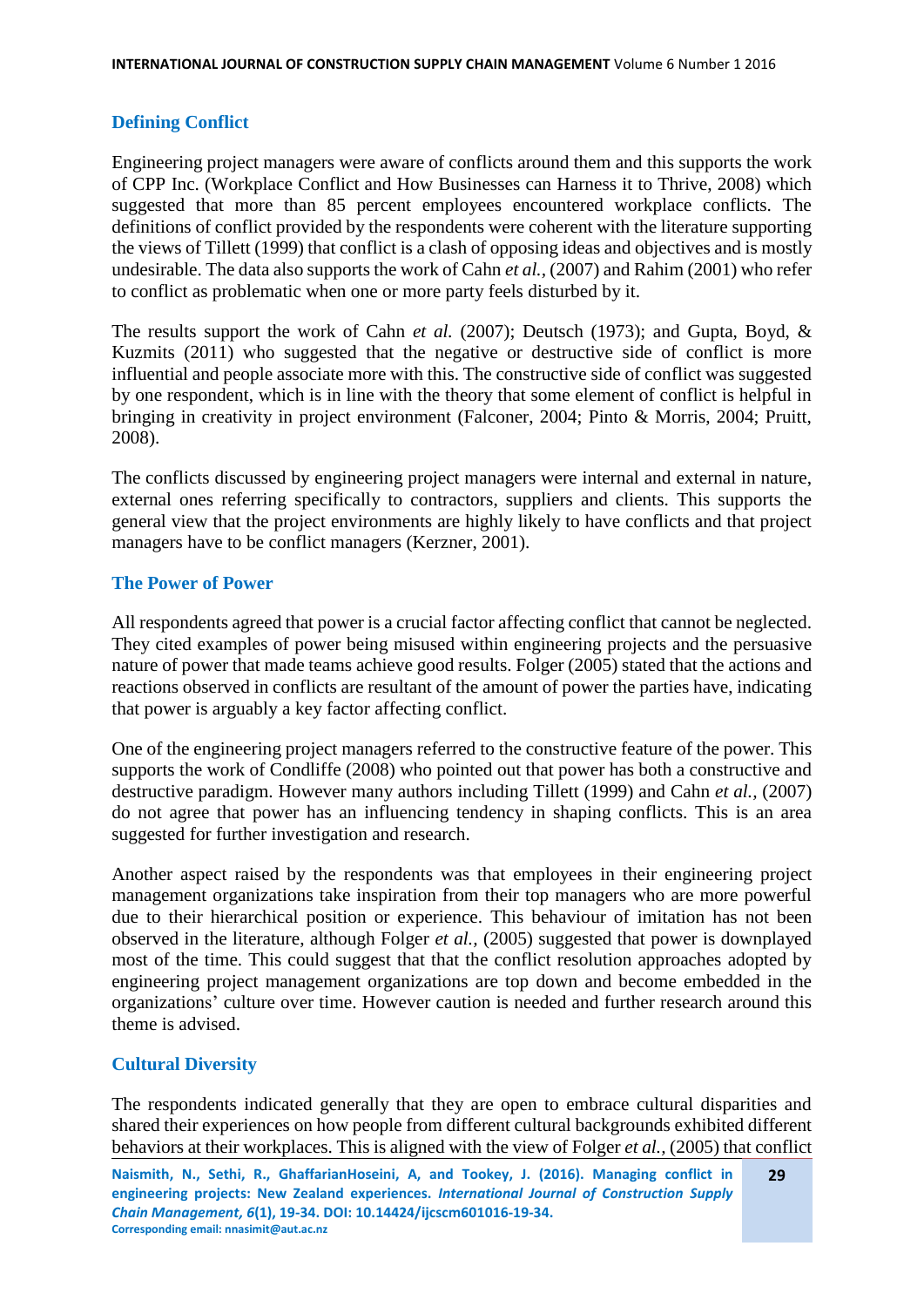## Defining Conflict

Engineering project managers were aware of conflicts around them and this supports the work of CPP Inc. (Workplace Conflict and How Businesses can Harness it to Thrive, 2008) which suggested that more than 85 percent employees encountered workplace conflicts. The definitions of conflict provided by the respondents were coherent with the literature supporting the views of Tillett (1999) that conflict is a clash of opposing ideas and objectives and is mostly undesirable. The data also supports the work of Cahn *et al.,* (2007) and Rahim (2001) who refer to conflict as problematic when one or more party feels disturbed by it.

The results support the work of Cahn *et al.* (2007); Deutsch (1973); and Gupta, Boyd, & Kuzmits (2011) who suggested that the negative or destructive side of conflict is more influential and people associate more with this. The constructive side of conflict was suggested by one respondent, which is in line with the theory that some element of conflict is helpful in bringing in creativity in project environment (Falconer, 2004; Pinto & Morris, 2004; Pruitt, 2008).

The conflicts discussed by engineering project managers were internal and external in nature, external ones referring specifically to contractors, suppliers and clients. This supports the general view that the project environments are highly likely to have conflicts and that project managers have to be conflict managers (Kerzner, 2001).

## The Power of Power

All respondents agreed that power is a crucial factor affecting conflict that cannot be neglected. They cited examples of power being misused within engineering projects and the persuasive nature of power that made teams achieve good results. Folger (2005) stated that the actions and reactions observed in conflicts are resultant of the amount of power the parties have, indicating that power is arguably a key factor affecting conflict.

One of the engineering project managers referred to the constructive feature of the power. This supports the work of Condliffe (2008) who pointed out that power has both a constructive and destructive paradigm. However many authors including Tillett (1999) and Cahn *et al.,* (2007) do not agree that power has an influencing tendency in shaping conflicts. This is an area suggested for further investigation and research.

Another aspect raised by the respondents was that employees in their engineering project management organizations take inspiration from their top managers who are more powerful due to their hierarchical position or experience. This behaviour of imitation has not been observed in the literature, although Folger *et al.,* (2005) suggested that power is downplayed most of the time. This could suggest that that the conflict resolution approaches adopted by engineering project management organizations are top down and become embedded in the organizations' culture over time. However caution is needed and further research around this theme is advised.

## Cultural Diversity

The respondents indicated generally that they are open to embrace cultural disparities and shared their experiences on how people from different cultural backgrounds exhibited different behaviors at their workplaces. This is aligned with the view of Folger *et al.,* (2005) that conflict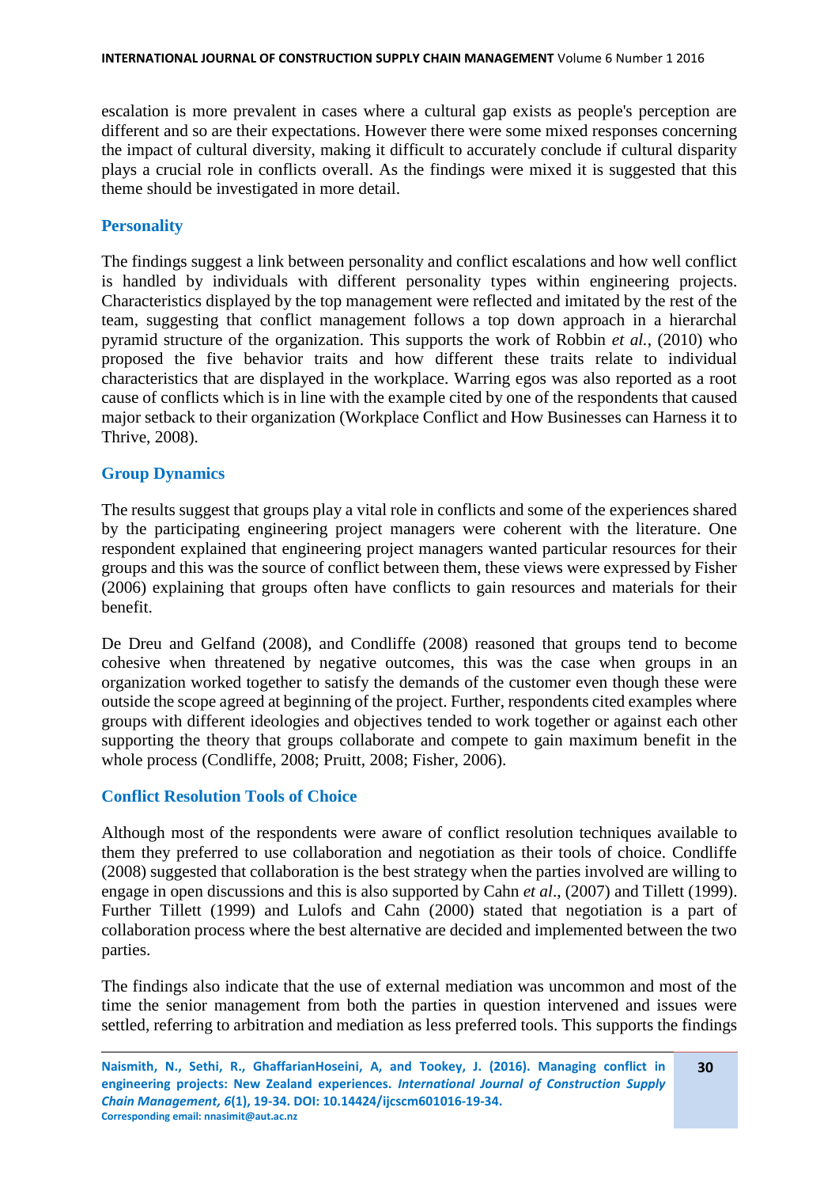escalation is more prevalent in cases where a cultural gap exists as people's perception are different and so are their expectations. However there were some mixed responses concerning the impact of cultural diversity, making it difficult to accurately conclude if cultural disparity plays a crucial role in conflicts overall. As the findings were mixed it is suggested that this theme should be investigated in more detail.

### Personality

The findings suggest a link between personality and conflict escalations and how well conflict is handled by individuals with different personality types within engineering projects. Characteristics displayed by the top management were reflected and imitated by the rest of the team, suggesting that conflict management follows a top down approach in a hierarchal pyramid structure of the organization. This supports the work of Robbin *et al.*, (2010) who proposed the five behavior traits and how different these traits relate to individual characteristics that are displayed in the workplace. Warring egos was also reported as a root cause of conflicts which is in line with the example cited by one of the respondents that caused major setback to their organization (Workplace Conflict and How Businesses can Harness it to Thrive, 2008).

### Group Dynamics

The results suggest that groups play a vital role in conflicts and some of the experiences shared by the participating engineering project managers were coherent with the literature. One respondent explained that engineering project managers wanted particular resources for their groups and this was the source of conflict between them, these views were expressed by Fisher (2006) explaining that groups often have conflicts to gain resources and materials for their benefit.

De Dreu and Gelfand (2008), and Condliffe (2008) reasoned that groups tend to become cohesive when threatened by negative outcomes, this was the case when groups in an organization worked together to satisfy the demands of the customer even though these were outside the scope agreed at beginning of the project. Further, respondents cited examples where groups with different ideologies and objectives tended to work together or against each other supporting the theory that groups collaborate and compete to gain maximum benefit in the whole process (Condliffe, 2008; Pruitt, 2008; Fisher, 2006).

### Conflict Resolution Tools of Choice

Although most of the respondents were aware of conflict resolution techniques available to them they preferred to use collaboration and negotiation as their tools of choice. Condliffe (2008) suggested that collaboration is the best strategy when the parties involved are willing to engage in open discussions and this is also supported by Cahn *et al*., (2007) and Tillett (1999). Further Tillett (1999) and Lulofs and Cahn (2000) stated that negotiation is a part of collaboration process where the best alternative are decided and implemented between the two parties.

The findings also indicate that the use of external mediation was uncommon and most of the time the senior management from both the parties in question intervened and issues were settled, referring to arbitration and mediation as less preferred tools. This supports the findings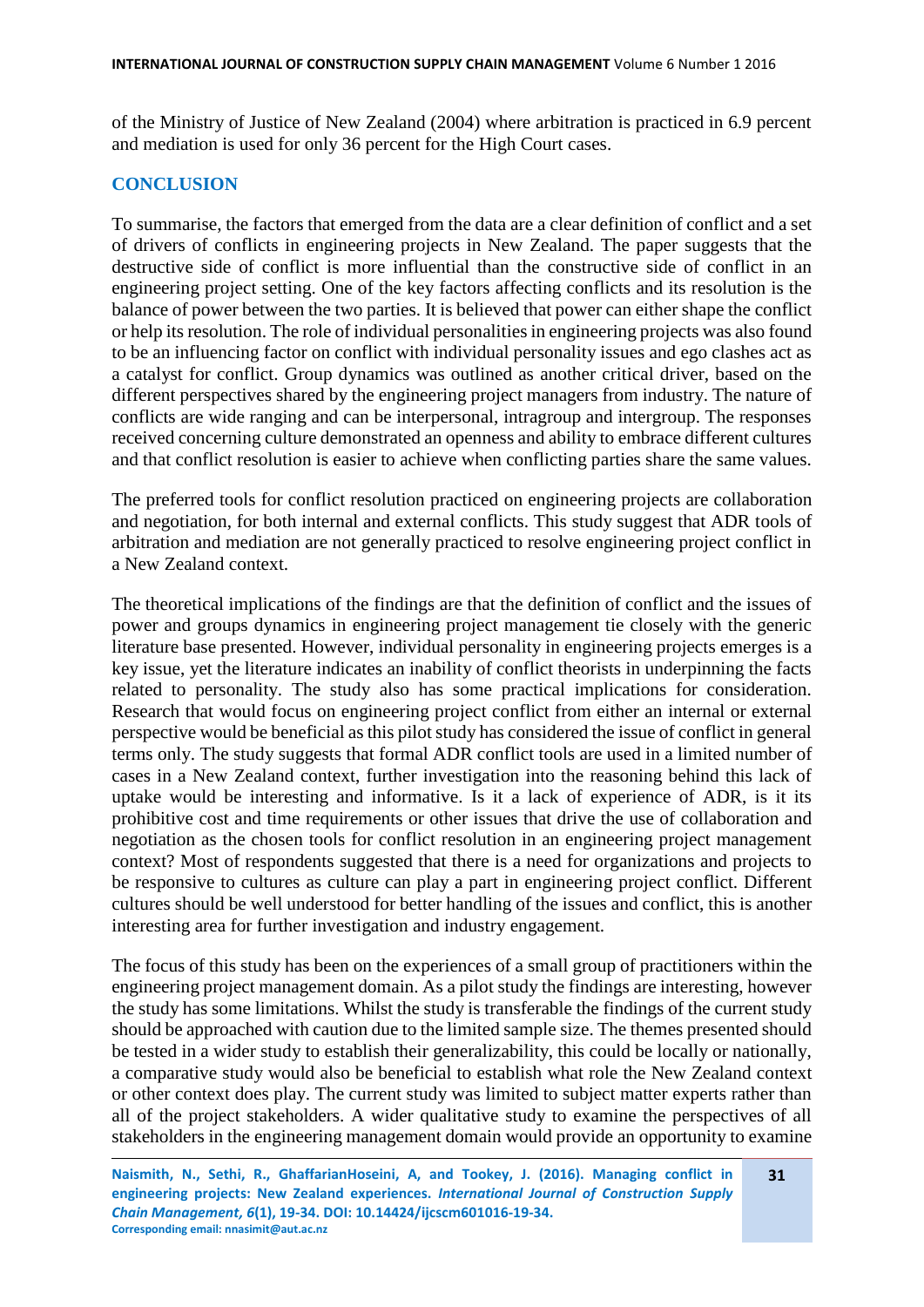of the Ministry of Justice of New Zealand (2004) where arbitration is practiced in 6.9 percent and mediation is used for only 36 percent for the High Court cases.

## CONCLUSION

To summarise, the factors that emerged from the data are a clear definition of conflict and a set of drivers of conflicts in engineering projects in New Zealand. The paper suggests that the destructive side of conflict is more influential than the constructive side of conflict in an engineering project setting. One of the key factors affecting conflicts and its resolution is the balance of power between the two parties. It is believed that power can either shape the conflict or help its resolution. The role of individual personalities in engineering projects was also found to be an influencing factor on conflict with individual personality issues and ego clashes act as a catalyst for conflict. Group dynamics was outlined as another critical driver, based on the different perspectives shared by the engineering project managers from industry. The nature of conflicts are wide ranging and can be interpersonal, intragroup and intergroup. The responses received concerning culture demonstrated an openness and ability to embrace different cultures and that conflict resolution is easier to achieve when conflicting parties share the same values.

The preferred tools for conflict resolution practiced on engineering projects are collaboration and negotiation, for both internal and external conflicts. This study suggest that ADR tools of arbitration and mediation are not generally practiced to resolve engineering project conflict in a New Zealand context.

The theoretical implications of the findings are that the definition of conflict and the issues of power and groups dynamics in engineering project management tie closely with the generic literature base presented. However, individual personality in engineering projects emerges is a key issue, yet the literature indicates an inability of conflict theorists in underpinning the facts related to personality. The study also has some practical implications for consideration. Research that would focus on engineering project conflict from either an internal or external perspective would be beneficial as this pilot study has considered the issue of conflict in general terms only. The study suggests that formal ADR conflict tools are used in a limited number of cases in a New Zealand context, further investigation into the reasoning behind this lack of uptake would be interesting and informative. Is it a lack of experience of ADR, is it its prohibitive cost and time requirements or other issues that drive the use of collaboration and negotiation as the chosen tools for conflict resolution in an engineering project management context? Most of respondents suggested that there is a need for organizations and projects to be responsive to cultures as culture can play a part in engineering project conflict. Different cultures should be well understood for better handling of the issues and conflict, this is another interesting area for further investigation and industry engagement.

The focus of this study has been on the experiences of a small group of practitioners within the engineering project management domain. As a pilot study the findings are interesting, however the study has some limitations. Whilst the study is transferable the findings of the current study should be approached with caution due to the limited sample size. The themes presented should be tested in a wider study to establish their generalizability, this could be locally or nationally, a comparative study would also be beneficial to establish what role the New Zealand context or other context does play. The current study was limited to subject matter experts rather than all of the project stakeholders. A wider qualitative study to examine the perspectives of all stakeholders in the engineering management domain would provide an opportunity to examine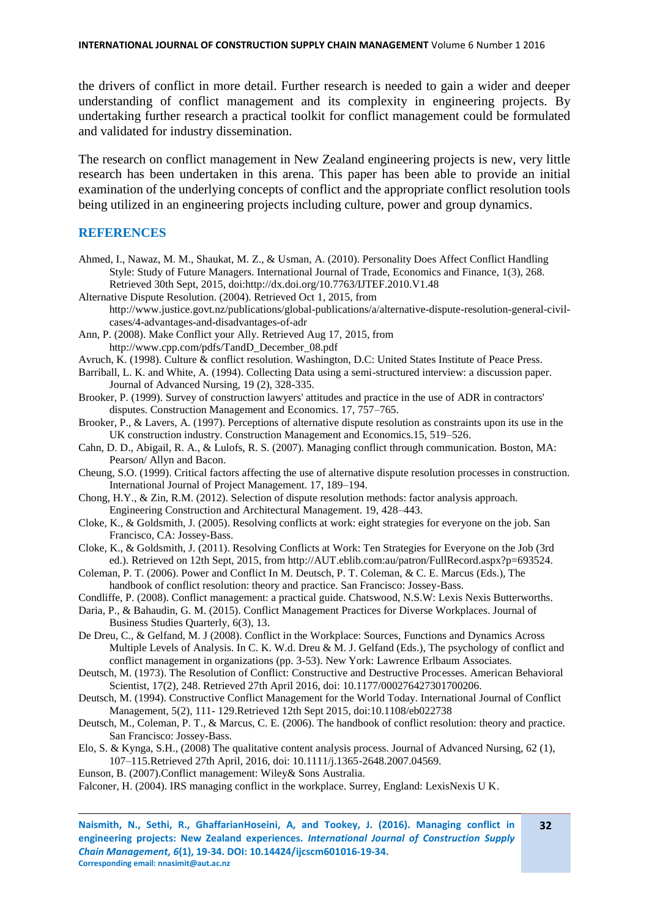the drivers of conflict in more detail. Further research is needed to gain a wider and deeper understanding of conflict management and its complexity in engineering projects. By undertaking further research a practical toolkit for conflict management could be formulated and validated for industry dissemination.

The research on conflict management in New Zealand engineering projects is new, very little research has been undertaken in this arena. This paper has been able to provide an initial examination of the underlying concepts of conflict and the appropriate conflict resolution tools being utilized in an engineering projects including culture, power and group dynamics.

## REFERENCES

Ahmed, I., Nawaz, M. M., Shaukat, M. Z., & Usman, A. (2010). Personality Does Affect Conflict Handling Style: Study of Future Managers. International Journal of Trade, Economics and Finance, 1(3), 268. Retrieved 30th Sept, 2015, doi:http://dx.doi.org/10.7763/IJTEF.2010.V1.48

Alternative Dispute Resolution. (2004). Retrieved Oct 1, 2015, from http://www.justice.govt.nz/publications/global-publications/a/alternative-dispute-resolution-general-civil-cases/4-advantages-and-disadvantages-of-adr

Ann, P. (2008). Make Conflict your Ally. Retrieved Aug 17, 2015, from http://www.cpp.com/pdfs/TandD_December_08.pdf

Avruch, K. (1998). Culture & conflict resolution. Washington, D.C: United States Institute of Peace Press.

Barriball, L. K. and White, A. (1994). Collecting Data using a semi-structured interview: a discussion paper. Journal of Advanced Nursing, 19 (2), 328-335.

Brooker, P. (1999). Survey of construction lawyers' attitudes and practice in the use of ADR in contractors' disputes. Construction Management and Economics. 17, 757–765.

Brooker, P., & Lavers, A. (1997). Perceptions of alternative dispute resolution as constraints upon its use in the UK construction industry. Construction Management and Economics.15, 519–526.

Cahn, D. D., Abigail, R. A., & Lulofs, R. S. (2007). Managing conflict through communication. Boston, MA: Pearson/ Allyn and Bacon.

Cheung, S.O. (1999). Critical factors affecting the use of alternative dispute resolution processes in construction. International Journal of Project Management. 17, 189–194.

Chong, H.Y., & Zin, R.M. (2012). Selection of dispute resolution methods: factor analysis approach. Engineering Construction and Architectural Management. 19, 428–443.

Cloke, K., & Goldsmith, J. (2005). Resolving conflicts at work: eight strategies for everyone on the job. San Francisco, CA: Jossey-Bass.

Cloke, K., & Goldsmith, J. (2011). Resolving Conflicts at Work: Ten Strategies for Everyone on the Job (3rd ed.). Retrieved on 12th Sept, 2015, from http://AUT.eblib.com:au/patron/FullRecord.aspx?p=693524.

Coleman, P. T. (2006). Power and Conflict In M. Deutsch, P. T. Coleman, & C. E. Marcus (Eds.), The handbook of conflict resolution: theory and practice. San Francisco: Jossey-Bass.

Condliffe, P. (2008). Conflict management: a practical guide. Chatswood, N.S.W: Lexis Nexis Butterworths.

Daria, P., & Bahaudin, G. M. (2015). Conflict Management Practices for Diverse Workplaces. Journal of Business Studies Quarterly, 6(3), 13.

De Dreu, C., & Gelfand, M. J (2008). Conflict in the Workplace: Sources, Functions and Dynamics Across Multiple Levels of Analysis. In C. K. W.d. Dreu & M. J. Gelfand (Eds.), The psychology of conflict and conflict management in organizations (pp. 3-53). New York: Lawrence Erlbaum Associates.

Deutsch, M. (1973). The Resolution of Conflict: Constructive and Destructive Processes. American Behavioral Scientist, 17(2), 248. Retrieved 27th April 2016, doi: 10.1177/000276427301700206.

Deutsch, M. (1994). Constructive Conflict Management for the World Today. International Journal of Conflict Management, 5(2), 111- 129.Retrieved 12th Sept 2015, doi:10.1108/eb022738

Deutsch, M., Coleman, P. T., & Marcus, C. E. (2006). The handbook of conflict resolution: theory and practice. San Francisco: Jossey-Bass.

Elo, S. & Kynga, S.H., (2008) The qualitative content analysis process. Journal of Advanced Nursing, 62 (1), 107–115.Retrieved 27th April, 2016, doi: 10.1111/j.1365-2648.2007.04569.

Eunson, B. (2007).Conflict management: Wiley& Sons Australia.

Falconer, H. (2004). IRS managing conflict in the workplace. Surrey, England: LexisNexis U K.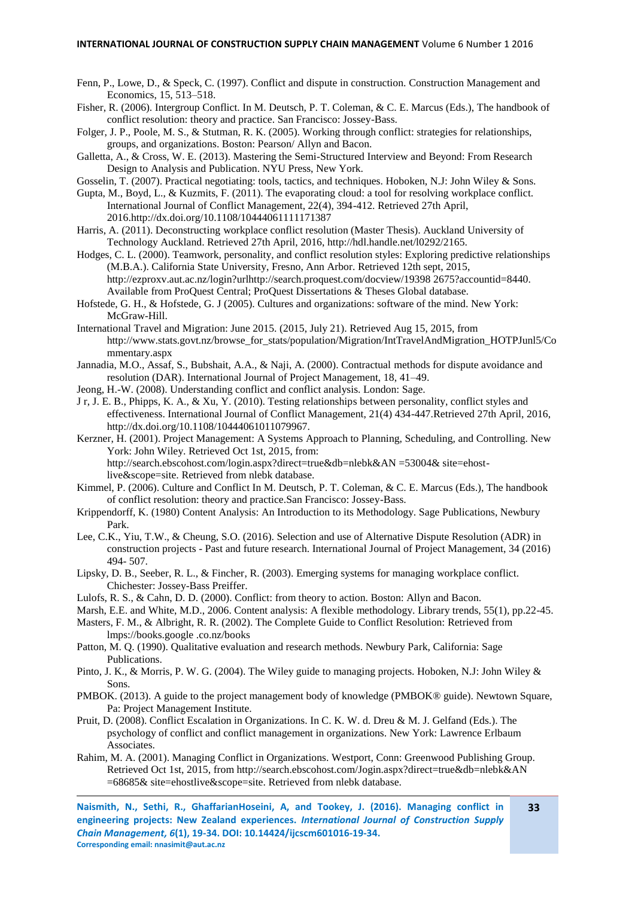Fenn, P., Lowe, D., & Speck, C. (1997). Conflict and dispute in construction. Construction Management and Economics, 15, 513–518.

Fisher, R. (2006). Intergroup Conflict. In M. Deutsch, P. T. Coleman, & C. E. Marcus (Eds.), The handbook of conflict resolution: theory and practice. San Francisco: Jossey-Bass.

Folger, J. P., Poole, M. S., & Stutman, R. K. (2005). Working through conflict: strategies for relationships, groups, and organizations. Boston: Pearson/ Allyn and Bacon.

Galletta, A., & Cross, W. E. (2013). Mastering the Semi-Structured Interview and Beyond: From Research Design to Analysis and Publication. NYU Press, New York.

Gosselin, T. (2007). Practical negotiating: tools, tactics, and techniques. Hoboken, N.J: John Wiley & Sons.

Gupta, M., Boyd, L., & Kuzmits, F. (2011). The evaporating cloud: a tool for resolving workplace conflict. International Journal of Conflict Management, 22(4), 394-412. Retrieved 27th April, 2016.http://dx.doi.org/10.1108/10444061111171387

Harris, A. (2011). Deconstructing workplace conflict resolution (Master Thesis). Auckland University of Technology Auckland. Retrieved 27th April, 2016, http://hdl.handle.net/l0292/2165.

Hodges, C. L. (2000). Teamwork, personality, and conflict resolution styles: Exploring predictive relationships (M.B.A.). California State University, Fresno, Ann Arbor. Retrieved 12th sept, 2015, http://ezproxv.aut.ac.nz/login?urlhttp://search.proquest.com/docview/19398 2675?accountid=8440. Available from ProQuest Central; ProQuest Dissertations & Theses Global database.

Hofstede, G. H., & Hofstede, G. J (2005). Cultures and organizations: software of the mind. New York: McGraw-Hill.

International Travel and Migration: June 2015. (2015, July 21). Retrieved Aug 15, 2015, from http://www.stats.govt.nz/browse_for_stats/population/Migration/IntTravelAndMigration_HOTPJunl5/Commentary.aspx

Jannadia, M.O., Assaf, S., Bubshait, A.A., & Naji, A. (2000). Contractual methods for dispute avoidance and resolution (DAR). International Journal of Project Management, 18, 41–49.

Jeong, H.-W. (2008). Understanding conflict and conflict analysis. London: Sage.

J r, J. E. B., Phipps, K. A., & Xu, Y. (2010). Testing relationships between personality, conflict styles and effectiveness. International Journal of Conflict Management, 21(4) 434-447.Retrieved 27th April, 2016, http://dx.doi.org/10.1108/10444061011079967.

Kerzner, H. (2001). Project Management: A Systems Approach to Planning, Scheduling, and Controlling. New York: John Wiley. Retrieved Oct 1st, 2015, from: http://search.ebscohost.com/login.aspx?direct=true&db=nlebk&AN =53004& site=ehost-live&scope=site. Retrieved from nlebk database.

Kimmel, P. (2006). Culture and Conflict In M. Deutsch, P. T. Coleman, & C. E. Marcus (Eds.), The handbook of conflict resolution: theory and practice.San Francisco: Jossey-Bass.

Krippendorff, K. (1980) Content Analysis: An Introduction to its Methodology. Sage Publications, Newbury Park.

Lee, C.K., Yiu, T.W., & Cheung, S.O. (2016). Selection and use of Alternative Dispute Resolution (ADR) in construction projects - Past and future research. International Journal of Project Management, 34 (2016) 494- 507.

Lipsky, D. B., Seeber, R. L., & Fincher, R. (2003). Emerging systems for managing workplace conflict. Chichester: Jossey-Bass Preiffer.

Lulofs, R. S., & Cahn, D. D. (2000). Conflict: from theory to action. Boston: Allyn and Bacon.

Marsh, E.E. and White, M.D., 2006. Content analysis: A flexible methodology. Library trends, 55(1), pp.22-45.

Masters, F. M., & Albright, R. R. (2002). The Complete Guide to Conflict Resolution: Retrieved from lmps://books.google .co.nz/books

Patton, M. Q. (1990). Qualitative evaluation and research methods. Newbury Park, California: Sage Publications.

Pinto, J. K., & Morris, P. W. G. (2004). The Wiley guide to managing projects. Hoboken, N.J: John Wiley & Sons.

PMBOK. (2013). A guide to the project management body of knowledge (PMBOK® guide). Newtown Square, Pa: Project Management Institute.

Pruit, D. (2008). Conflict Escalation in Organizations. In C. K. W. d. Dreu & M. J. Gelfand (Eds.). The psychology of conflict and conflict management in organizations. New York: Lawrence Erlbaum Associates.

Rahim, M. A. (2001). Managing Conflict in Organizations. Westport, Conn: Greenwood Publishing Group. Retrieved Oct 1st, 2015, from http://search.ebscohost.com/Jogin.aspx?direct=true&db=nlebk&AN =68685& site=ehostlive&scope=site. Retrieved from nlebk database.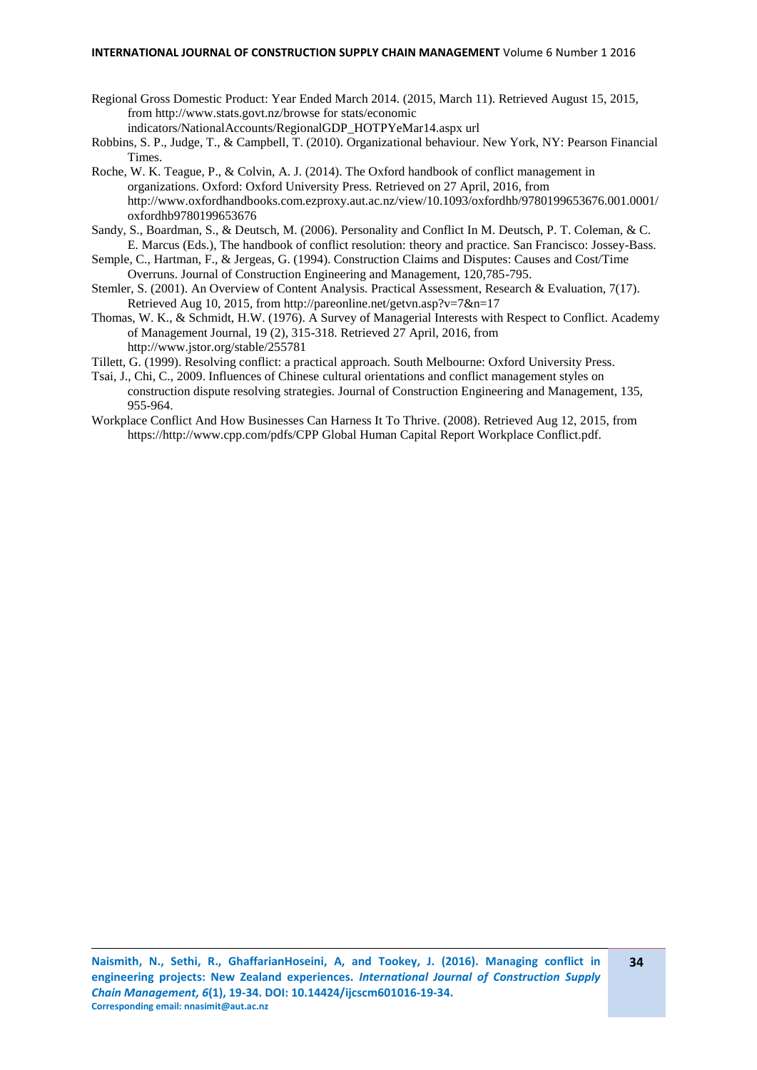Regional Gross Domestic Product: Year Ended March 2014. (2015, March 11). Retrieved August 15, 2015, from http://www.stats.govt.nz/browse for stats/economic indicators/NationalAccounts/RegionalGDP_HOTPYeMar14.aspx url

Robbins, S. P., Judge, T., & Campbell, T. (2010). Organizational behaviour. New York, NY: Pearson Financial Times.

Roche, W. K. Teague, P., & Colvin, A. J. (2014). The Oxford handbook of conflict management in organizations. Oxford: Oxford University Press. Retrieved on 27 April, 2016, from http://www.oxfordhandbooks.com.ezproxy.aut.ac.nz/view/10.1093/oxfordhb/9780199653676.001.0001/oxfordhb9780199653676

Sandy, S., Boardman, S., & Deutsch, M. (2006). Personality and Conflict In M. Deutsch, P. T. Coleman, & C. E. Marcus (Eds.), The handbook of conflict resolution: theory and practice. San Francisco: Jossey-Bass.

Semple, C., Hartman, F., & Jergeas, G. (1994). Construction Claims and Disputes: Causes and Cost/Time Overruns. Journal of Construction Engineering and Management, 120,785-795.

Stemler, S. (2001). An Overview of Content Analysis. Practical Assessment, Research & Evaluation, 7(17). Retrieved Aug 10, 2015, from http://pareonline.net/getvn.asp?v=7&n=17

Thomas, W. K., & Schmidt, H.W. (1976). A Survey of Managerial Interests with Respect to Conflict. Academy of Management Journal, 19 (2), 315-318. Retrieved 27 April, 2016, from http://www.jstor.org/stable/255781

Tillett, G. (1999). Resolving conflict: a practical approach. South Melbourne: Oxford University Press.

Tsai, J., Chi, C., 2009. Influences of Chinese cultural orientations and conflict management styles on construction dispute resolving strategies. Journal of Construction Engineering and Management, 135, 955-964.

Workplace Conflict And How Businesses Can Harness It To Thrive. (2008). Retrieved Aug 12, 2015, from https://http://www.cpp.com/pdfs/CPP Global Human Capital Report Workplace Conflict.pdf.